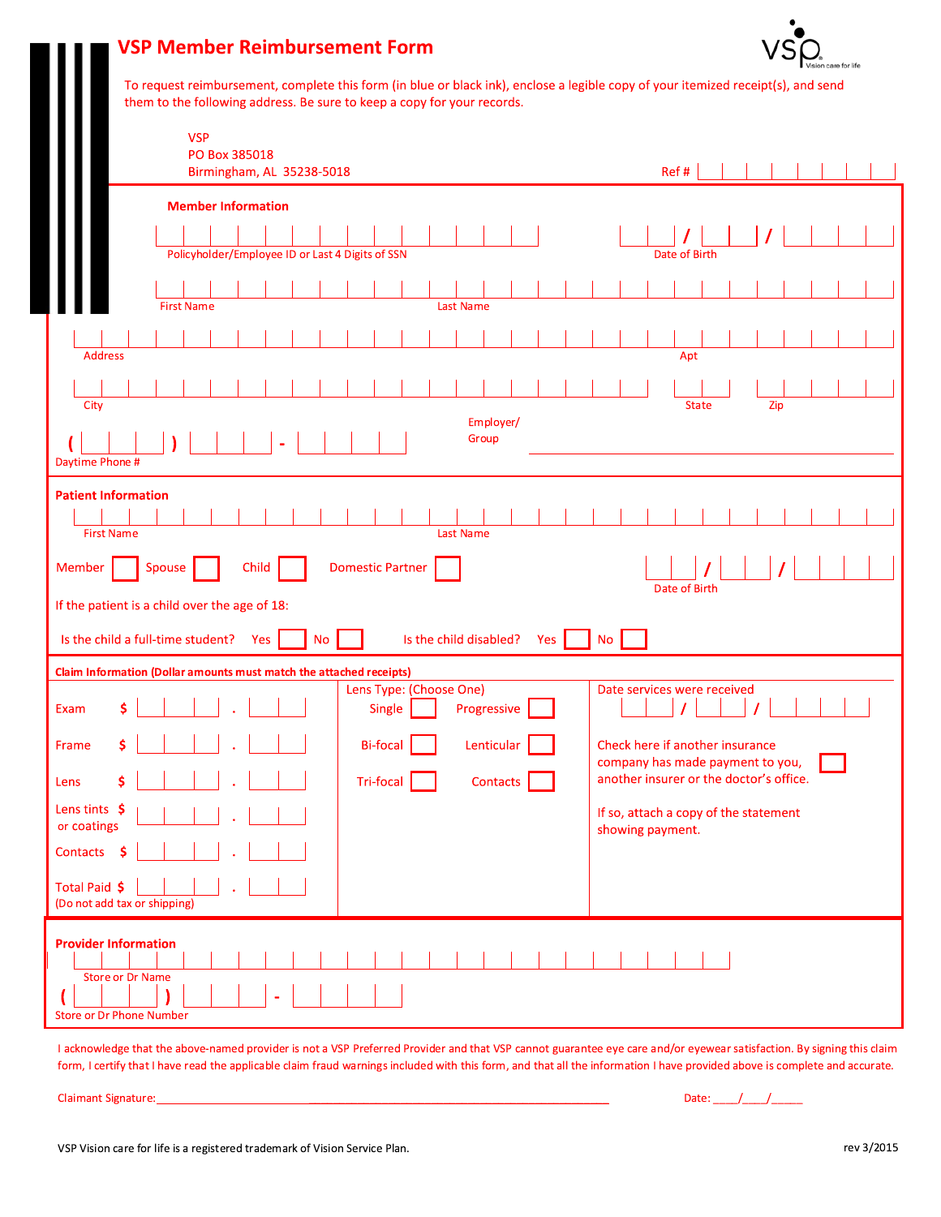# VSP Member Reimbursement Form

VSP Vision care for life

To request reimbursement, complete this form (in blue or black ink), enclose a legible copy of your itemized receipt(s), and send them to the following address. Be sure to keep a copy for your records.

VSP
PO Box 385018
Birmingham, AL 35238-5018

Ref # ____________

## Member Information

Policyholder/Employee ID or Last 4 Digits of SSN ____________

Date of Birth ___ / ___ / ______

First Name ____________ Last Name ____________

Address ____________ Apt ____

City ____________ State ____ Zip ______

Daytime Phone # ( ___ ) ___ - ____

Employer/ Group ____________

## Patient Information

First Name ____________ Last Name ____________

Member ☐ Spouse ☐ Child ☐ Domestic Partner ☐

Date of Birth ___ / ___ / ______

If the patient is a child over the age of 18:

Is the child a full-time student? Yes ☐ No ☐ Is the child disabled? Yes ☐ No ☐

## Claim Information (Dollar amounts must match the attached receipts)

Exam $ ______ . ___

Frame $ ______ . ___

Lens $ ______ . ___

Lens tints or coatings $ ______ . ___

Contacts $ ______ . ___

Total Paid $ ______ . ___
(Do not add tax or shipping)

Lens Type: (Choose One)

Single ☐ Progressive ☐

Bi-focal ☐ Lenticular ☐

Tri-focal ☐ Contacts ☐

Date services were received ___ / ___ / ______

Check here if another insurance company has made payment to you, another insurer or the doctor's office. ☐

If so, attach a copy of the statement showing payment.

## Provider Information

Store or Dr Name ____________

Store or Dr Phone Number ( ___ ) ___ - ____

I acknowledge that the above-named provider is not a VSP Preferred Provider and that VSP cannot guarantee eye care and/or eyewear satisfaction. By signing this claim form, I certify that I have read the applicable claim fraud warnings included with this form, and that all the information I have provided above is complete and accurate.

Claimant Signature: ____________________________ Date: ____/____/_____

VSP Vision care for life is a registered trademark of Vision Service Plan.

rev 3/2015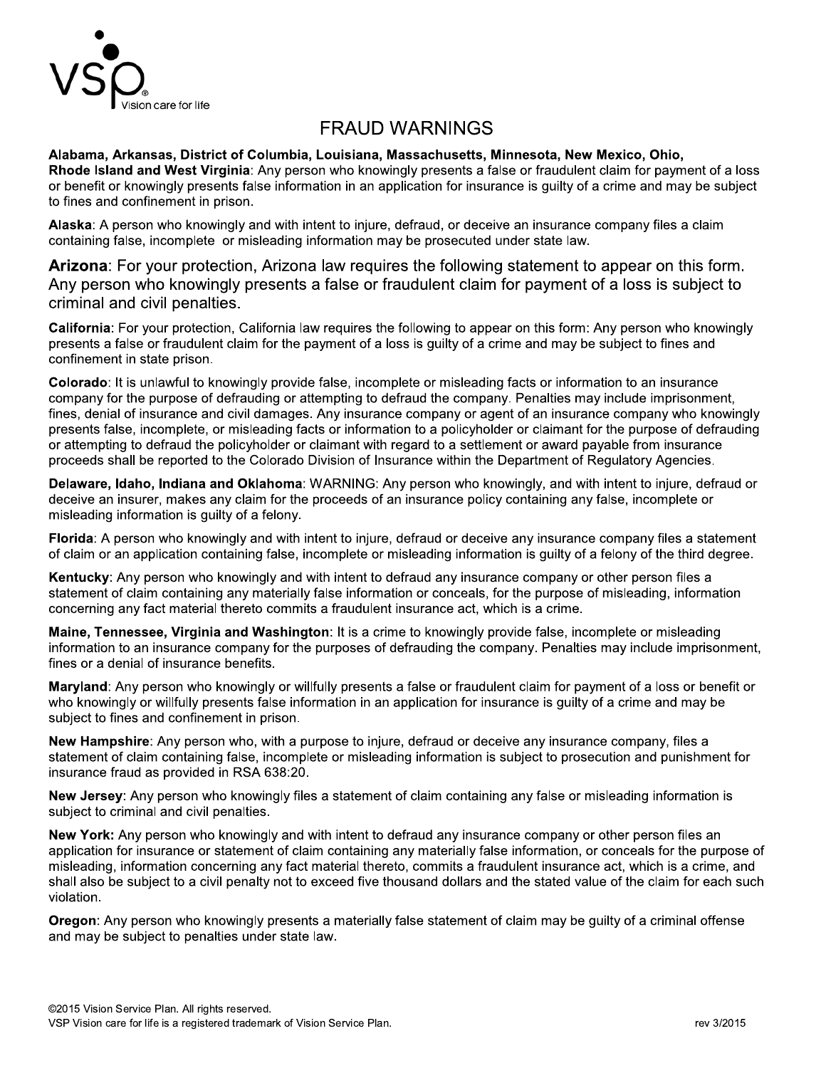# FRAUD WARNINGS

**Alabama, Arkansas, District of Columbia, Louisiana, Massachusetts, Minnesota, New Mexico, Ohio, Rhode Island and West Virginia**: Any person who knowingly presents a false or fraudulent claim for payment of a loss or benefit or knowingly presents false information in an application for insurance is guilty of a crime and may be subject to fines and confinement in prison.

**Alaska**: A person who knowingly and with intent to injure, defraud, or deceive an insurance company files a claim containing false, incomplete or misleading information may be prosecuted under state law.

**Arizona**: For your protection, Arizona law requires the following statement to appear on this form. Any person who knowingly presents a false or fraudulent claim for payment of a loss is subject to criminal and civil penalties.

**California**: For your protection, California law requires the following to appear on this form: Any person who knowingly presents a false or fraudulent claim for the payment of a loss is guilty of a crime and may be subject to fines and confinement in state prison.

**Colorado**: It is unlawful to knowingly provide false, incomplete or misleading facts or information to an insurance company for the purpose of defrauding or attempting to defraud the company. Penalties may include imprisonment, fines, denial of insurance and civil damages. Any insurance company or agent of an insurance company who knowingly presents false, incomplete, or misleading facts or information to a policyholder or claimant for the purpose of defrauding or attempting to defraud the policyholder or claimant with regard to a settlement or award payable from insurance proceeds shall be reported to the Colorado Division of Insurance within the Department of Regulatory Agencies.

**Delaware, Idaho, Indiana and Oklahoma**: WARNING: Any person who knowingly, and with intent to injure, defraud or deceive an insurer, makes any claim for the proceeds of an insurance policy containing any false, incomplete or misleading information is guilty of a felony.

**Florida**: A person who knowingly and with intent to injure, defraud or deceive any insurance company files a statement of claim or an application containing false, incomplete or misleading information is guilty of a felony of the third degree.

**Kentucky**: Any person who knowingly and with intent to defraud any insurance company or other person files a statement of claim containing any materially false information or conceals, for the purpose of misleading, information concerning any fact material thereto commits a fraudulent insurance act, which is a crime.

**Maine, Tennessee, Virginia and Washington**: It is a crime to knowingly provide false, incomplete or misleading information to an insurance company for the purposes of defrauding the company. Penalties may include imprisonment, fines or a denial of insurance benefits.

**Maryland**: Any person who knowingly or willfully presents a false or fraudulent claim for payment of a loss or benefit or who knowingly or willfully presents false information in an application for insurance is guilty of a crime and may be subject to fines and confinement in prison.

**New Hampshire**: Any person who, with a purpose to injure, defraud or deceive any insurance company, files a statement of claim containing false, incomplete or misleading information is subject to prosecution and punishment for insurance fraud as provided in RSA 638:20.

**New Jersey**: Any person who knowingly files a statement of claim containing any false or misleading information is subject to criminal and civil penalties.

**New York:** Any person who knowingly and with intent to defraud any insurance company or other person files an application for insurance or statement of claim containing any materially false information, or conceals for the purpose of misleading, information concerning any fact material thereto, commits a fraudulent insurance act, which is a crime, and shall also be subject to a civil penalty not to exceed five thousand dollars and the stated value of the claim for each such violation.

**Oregon**: Any person who knowingly presents a materially false statement of claim may be guilty of a criminal offense and may be subject to penalties under state law.

©2015 Vision Service Plan. All rights reserved.
VSP Vision care for life is a registered trademark of Vision Service Plan.

rev 3/2015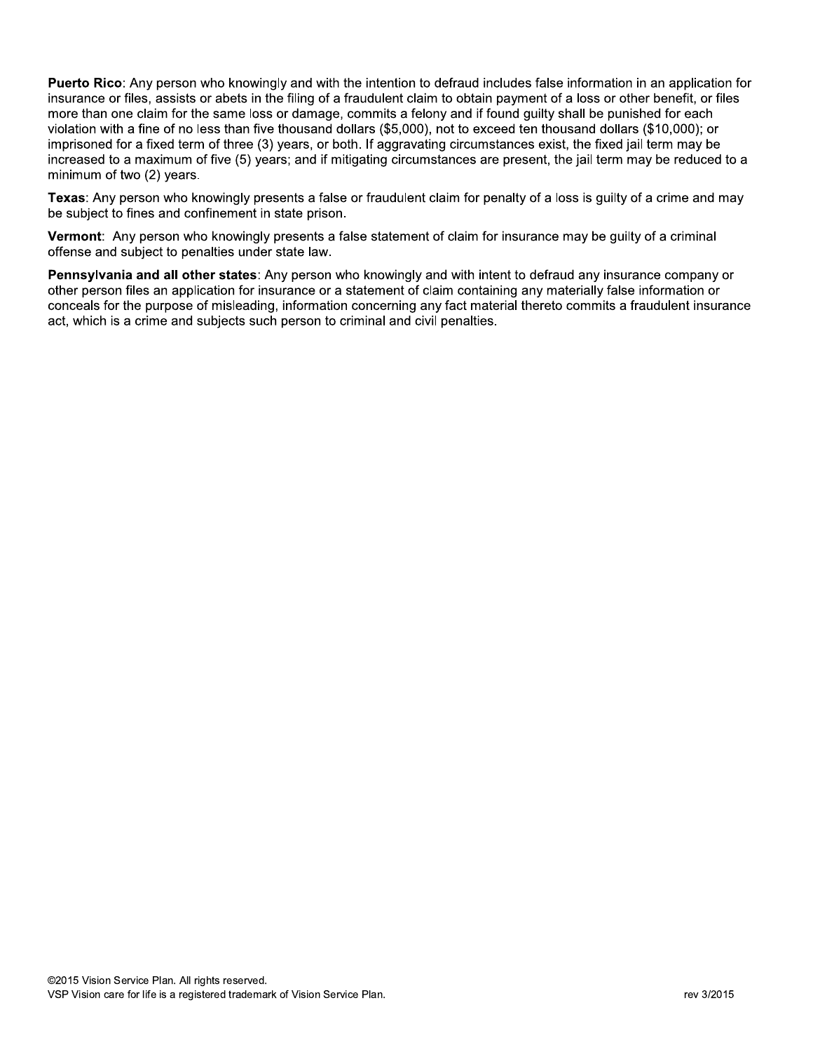**Puerto Rico**: Any person who knowingly and with the intention to defraud includes false information in an application for insurance or files, assists or abets in the filing of a fraudulent claim to obtain payment of a loss or other benefit, or files more than one claim for the same loss or damage, commits a felony and if found guilty shall be punished for each violation with a fine of no less than five thousand dollars ($5,000), not to exceed ten thousand dollars ($10,000); or imprisoned for a fixed term of three (3) years, or both. If aggravating circumstances exist, the fixed jail term may be increased to a maximum of five (5) years; and if mitigating circumstances are present, the jail term may be reduced to a minimum of two (2) years.

**Texas**: Any person who knowingly presents a false or fraudulent claim for penalty of a loss is guilty of a crime and may be subject to fines and confinement in state prison.

**Vermont**: Any person who knowingly presents a false statement of claim for insurance may be guilty of a criminal offense and subject to penalties under state law.

**Pennsylvania and all other states**: Any person who knowingly and with intent to defraud any insurance company or other person files an application for insurance or a statement of claim containing any materially false information or conceals for the purpose of misleading, information concerning any fact material thereto commits a fraudulent insurance act, which is a crime and subjects such person to criminal and civil penalties.

©2015 Vision Service Plan. All rights reserved.
VSP Vision care for life is a registered trademark of Vision Service Plan.

rev 3/2015